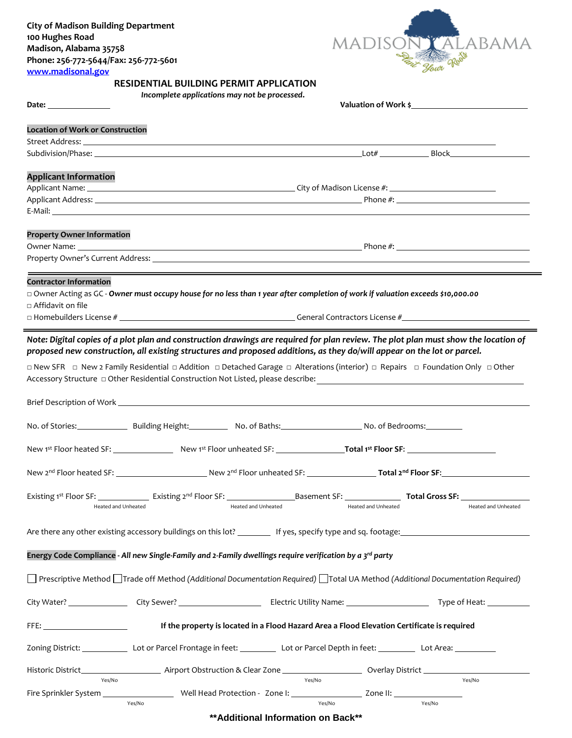City of Madison Building Department
100 Hughes Road
Madison, Alabama 35758
Phone: 256-772-5644/Fax: 256-772-5601
www.madisonal.gov

MADISON ALABAMA *Plant Your Roots*

# RESIDENTIAL BUILDING PERMIT APPLICATION

*Incomplete applications may not be processed.*

**Date:** ______________ **Valuation of Work $** ______________________________

## Location of Work or Construction

Street Address: ____________________________________________________________
Subdivision/Phase: ______________________________________ Lot# __________ Block______________

## Applicant Information

Applicant Name: ______________________________ City of Madison License #: __________________
Applicant Address: ______________________________________ Phone #: ______________________
E-Mail: ____________________________________________________________

## Property Owner Information

Owner Name: ______________________________________ Phone #: ______________________
Property Owner's Current Address: ____________________________________________________________

## Contractor Information

□ Owner Acting as GC - ***Owner must occupy house for no less than 1 year after completion of work if valuation exceeds $10,000.00***
□ Affidavit on file
□ Homebuilders License # ______________________________ General Contractors License #______________________

***Note: Digital copies of a plot plan and construction drawings are required for plan review. The plot plan must show the location of proposed new construction, all existing structures and proposed additions, as they do/will appear on the lot or parcel.***

□ New SFR □ New 2 Family Residential □ Addition □ Detached Garage □ Alterations (interior) □ Repairs □ Foundation Only □ Other Accessory Structure □ Other Residential Construction Not Listed, please describe: ______________________________

Brief Description of Work ____________________________________________________________

No. of Stories:__________ Building Height:__________ No. of Baths:______________ No. of Bedrooms:__________

New 1st Floor heated SF: ____________ New 1st Floor unheated SF: ____________ **Total 1st Floor SF:** ______________

New 2nd Floor heated SF: ______________ New 2nd Floor unheated SF: ____________ **Total 2nd Floor SF:**______________

Existing 1st Floor SF: __________ Existing 2nd Floor SF: ____________ Basement SF: __________ **Total Gross SF:** __________
(Heated and Unheated) (Heated and Unheated) (Heated and Unheated) (Heated and Unheated)

Are there any other existing accessory buildings on this lot? ________ If yes, specify type and sq. footage:______________________

**Energy Code Compliance** - ***All new Single-Family and 2-Family dwellings require verification by a 3rd party***

☐ Prescriptive Method ☐ Trade off Method *(Additional Documentation Required)* ☐ Total UA Method *(Additional Documentation Required)*

City Water? ____________ City Sewer? ______________ Electric Utility Name: ______________ Type of Heat: __________

FFE: ______________ **If the property is located in a Flood Hazard Area a Flood Elevation Certificate is required**

Zoning District: __________ Lot or Parcel Frontage in feet: ________ Lot or Parcel Depth in feet: ________ Lot Area: __________

Historic District______________ (Yes/No) Airport Obstruction & Clear Zone ______________ (Yes/No) Overlay District ______________ (Yes/No)

Fire Sprinkler System ______________ (Yes/No) Well Head Protection - Zone I: ______________ (Yes/No) Zone II: ______________ (Yes/No)

**\*\*Additional Information on Back\*\***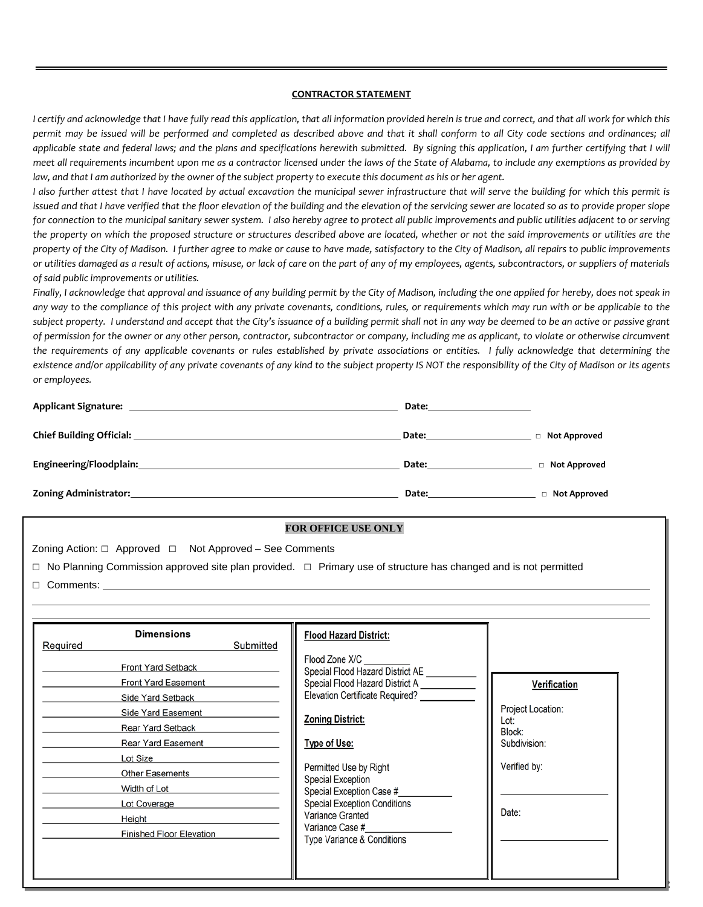## CONTRACTOR STATEMENT

*I certify and acknowledge that I have fully read this application, that all information provided herein is true and correct, and that all work for which this permit may be issued will be performed and completed as described above and that it shall conform to all City code sections and ordinances; all applicable state and federal laws; and the plans and specifications herewith submitted. By signing this application, I am further certifying that I will meet all requirements incumbent upon me as a contractor licensed under the laws of the State of Alabama, to include any exemptions as provided by law, and that I am authorized by the owner of the subject property to execute this document as his or her agent.*

*I also further attest that I have located by actual excavation the municipal sewer infrastructure that will serve the building for which this permit is issued and that I have verified that the floor elevation of the building and the elevation of the servicing sewer are located so as to provide proper slope for connection to the municipal sanitary sewer system. I also hereby agree to protect all public improvements and public utilities adjacent to or serving the property on which the proposed structure or structures described above are located, whether or not the said improvements or utilities are the property of the City of Madison. I further agree to make or cause to have made, satisfactory to the City of Madison, all repairs to public improvements or utilities damaged as a result of actions, misuse, or lack of care on the part of any of my employees, agents, subcontractors, or suppliers of materials of said public improvements or utilities.*

*Finally, I acknowledge that approval and issuance of any building permit by the City of Madison, including the one applied for hereby, does not speak in any way to the compliance of this project with any private covenants, conditions, rules, or requirements which may run with or be applicable to the subject property. I understand and accept that the City's issuance of a building permit shall not in any way be deemed to be an active or passive grant of permission for the owner or any other person, contractor, subcontractor or company, including me as applicant, to violate or otherwise circumvent the requirements of any applicable covenants or rules established by private associations or entities. I fully acknowledge that determining the existence and/or applicability of any private covenants of any kind to the subject property IS NOT the responsibility of the City of Madison or its agents or employees.*

**Applicant Signature:** ______________________ **Date:** __________

**Chief Building Official:** ______________________ **Date:** __________ □ **Not Approved**

**Engineering/Floodplain:** ______________________ **Date:** __________ □ **Not Approved**

**Zoning Administrator:** ______________________ **Date:** __________ □ **Not Approved**

---

**FOR OFFICE USE ONLY**

Zoning Action: □ Approved □ Not Approved – See Comments

□ No Planning Commission approved site plan provided. □ Primary use of structure has changed and is not permitted

□ Comments: ______________________________________________

**Dimensions**

| Required | | Submitted |
|---|---|---|
| ______ | Front Yard Setback | ______ |
| ______ | Front Yard Easement | ______ |
| ______ | Side Yard Setback | ______ |
| ______ | Side Yard Easement | ______ |
| ______ | Rear Yard Setback | ______ |
| ______ | Rear Yard Easement | ______ |
| ______ | Lot Size | ______ |
| ______ | Other Easements | ______ |
| ______ | Width of Lot | ______ |
| ______ | Lot Coverage | ______ |
| ______ | Height | ______ |
| ______ | Finished Floor Elevation | ______ |

**Flood Hazard District:**

Flood Zone X/C __________
Special Flood Hazard District AE __________
Special Flood Hazard District A __________
Elevation Certificate Required? __________

**Zoning District:**

**Type of Use:**

Permitted Use by Right
Special Exception
Special Exception Case # __________
Special Exception Conditions
Variance Granted
Variance Case # __________
Type Variance & Conditions

**Verification**

Project Location:
Lot:
Block:
Subdivision:

Verified by:

__________

Date:

__________